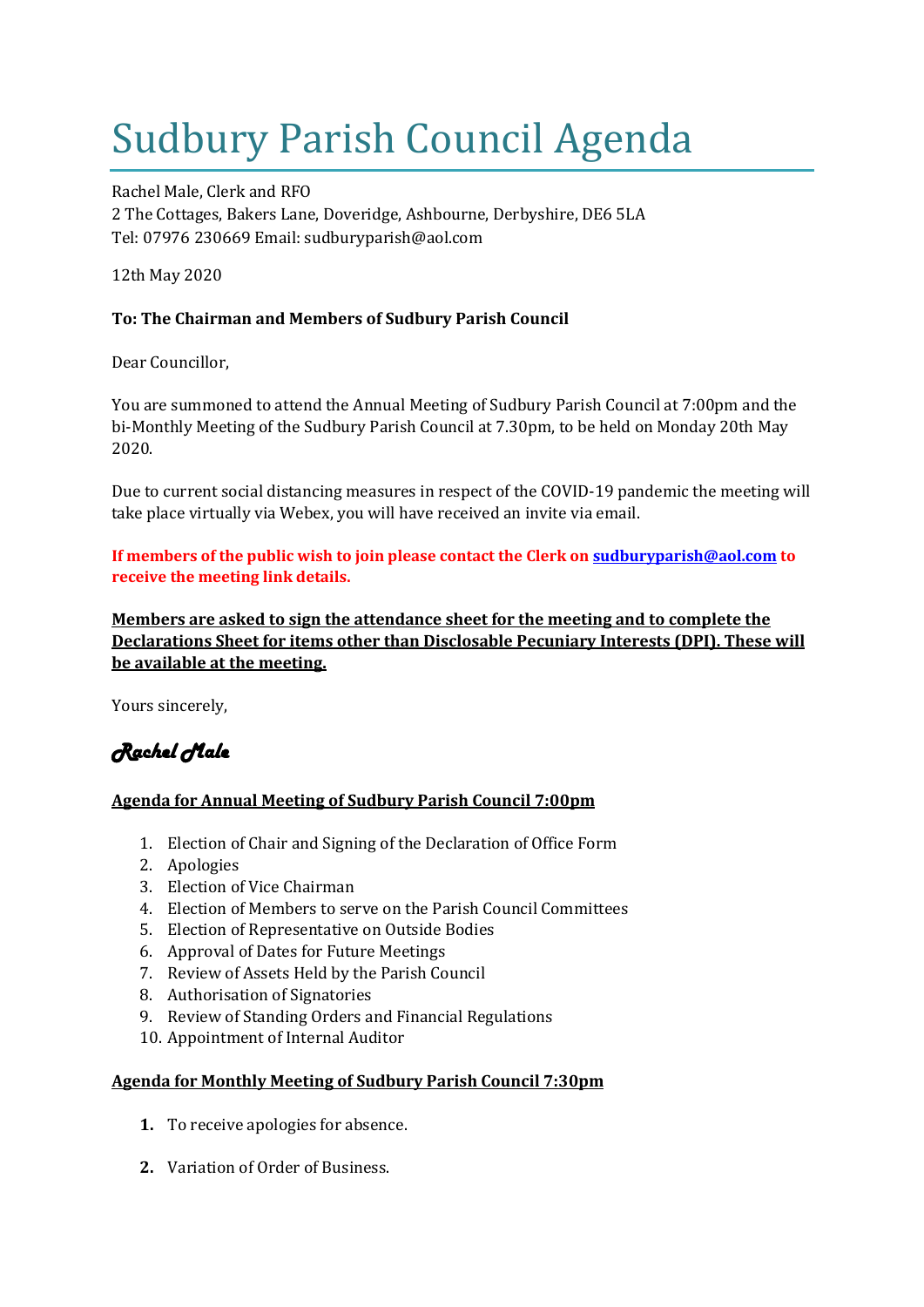# Sudbury Parish Council Agenda

Rachel Male, Clerk and RFO
2 The Cottages, Bakers Lane, Doveridge, Ashbourne, Derbyshire, DE6 5LA
Tel: 07976 230669 Email: sudburyparish@aol.com

12th May 2020

**To: The Chairman and Members of Sudbury Parish Council**

Dear Councillor,

You are summoned to attend the Annual Meeting of Sudbury Parish Council at 7:00pm and the bi-Monthly Meeting of the Sudbury Parish Council at 7.30pm, to be held on Monday 20th May 2020.

Due to current social distancing measures in respect of the COVID-19 pandemic the meeting will take place virtually via Webex, you will have received an invite via email.

**If members of the public wish to join please contact the Clerk on sudburyparish@aol.com to receive the meeting link details.**

**Members are asked to sign the attendance sheet for the meeting and to complete the Declarations Sheet for items other than Disclosable Pecuniary Interests (DPI). These will be available at the meeting.**

Yours sincerely,

*Rachel Male*

**Agenda for Annual Meeting of Sudbury Parish Council 7:00pm**

1. Election of Chair and Signing of the Declaration of Office Form
2. Apologies
3. Election of Vice Chairman
4. Election of Members to serve on the Parish Council Committees
5. Election of Representative on Outside Bodies
6. Approval of Dates for Future Meetings
7. Review of Assets Held by the Parish Council
8. Authorisation of Signatories
9. Review of Standing Orders and Financial Regulations
10. Appointment of Internal Auditor

**Agenda for Monthly Meeting of Sudbury Parish Council 7:30pm**

1. To receive apologies for absence.
2. Variation of Order of Business.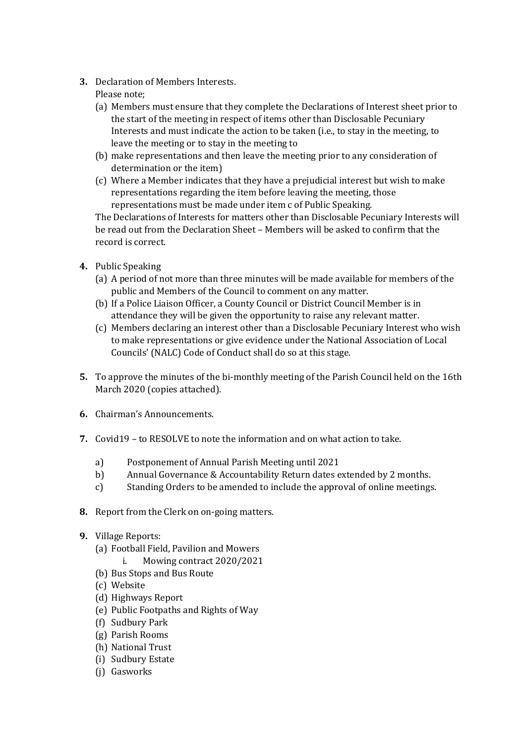3. Declaration of Members Interests.
   Please note;
   (a) Members must ensure that they complete the Declarations of Interest sheet prior to the start of the meeting in respect of items other than Disclosable Pecuniary Interests and must indicate the action to be taken (i.e., to stay in the meeting, to leave the meeting or to stay in the meeting to
   (b) make representations and then leave the meeting prior to any consideration of determination or the item)
   (c) Where a Member indicates that they have a prejudicial interest but wish to make representations regarding the item before leaving the meeting, those representations must be made under item c of Public Speaking.

   The Declarations of Interests for matters other than Disclosable Pecuniary Interests will be read out from the Declaration Sheet – Members will be asked to confirm that the record is correct.

4. Public Speaking
   (a) A period of not more than three minutes will be made available for members of the public and Members of the Council to comment on any matter.
   (b) If a Police Liaison Officer, a County Council or District Council Member is in attendance they will be given the opportunity to raise any relevant matter.
   (c) Members declaring an interest other than a Disclosable Pecuniary Interest who wish to make representations or give evidence under the National Association of Local Councils' (NALC) Code of Conduct shall do so at this stage.

5. To approve the minutes of the bi-monthly meeting of the Parish Council held on the 16th March 2020 (copies attached).

6. Chairman's Announcements.

7. Covid19 – to RESOLVE to note the information and on what action to take.
   a) Postponement of Annual Parish Meeting until 2021
   b) Annual Governance & Accountability Return dates extended by 2 months.
   c) Standing Orders to be amended to include the approval of online meetings.

8. Report from the Clerk on on-going matters.

9. Village Reports:
   (a) Football Field, Pavilion and Mowers
       i. Mowing contract 2020/2021
   (b) Bus Stops and Bus Route
   (c) Website
   (d) Highways Report
   (e) Public Footpaths and Rights of Way
   (f) Sudbury Park
   (g) Parish Rooms
   (h) National Trust
   (i) Sudbury Estate
   (j) Gasworks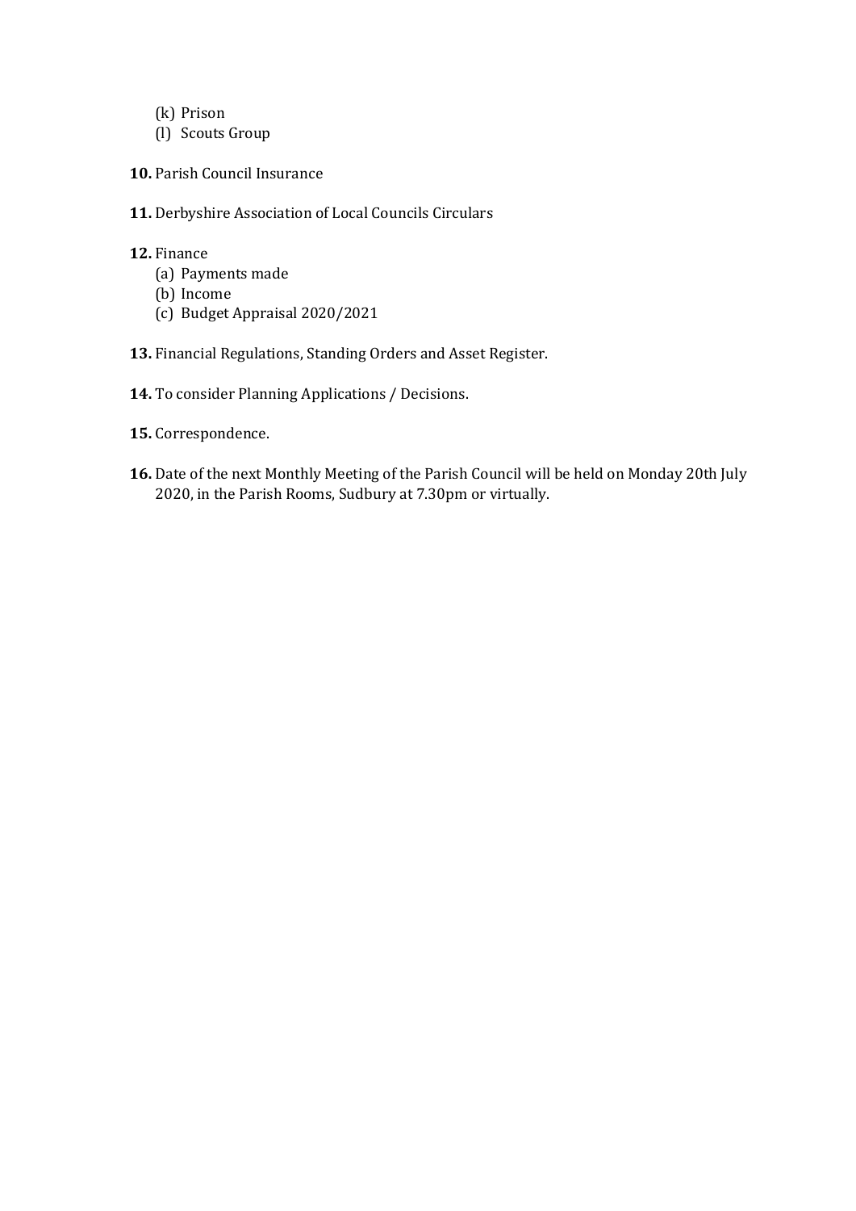(k) Prison
(l) Scouts Group

**10.** Parish Council Insurance

**11.** Derbyshire Association of Local Councils Circulars

**12.** Finance
(a) Payments made
(b) Income
(c) Budget Appraisal 2020/2021

**13.** Financial Regulations, Standing Orders and Asset Register.

**14.** To consider Planning Applications / Decisions.

**15.** Correspondence.

**16.** Date of the next Monthly Meeting of the Parish Council will be held on Monday 20th July 2020, in the Parish Rooms, Sudbury at 7.30pm or virtually.